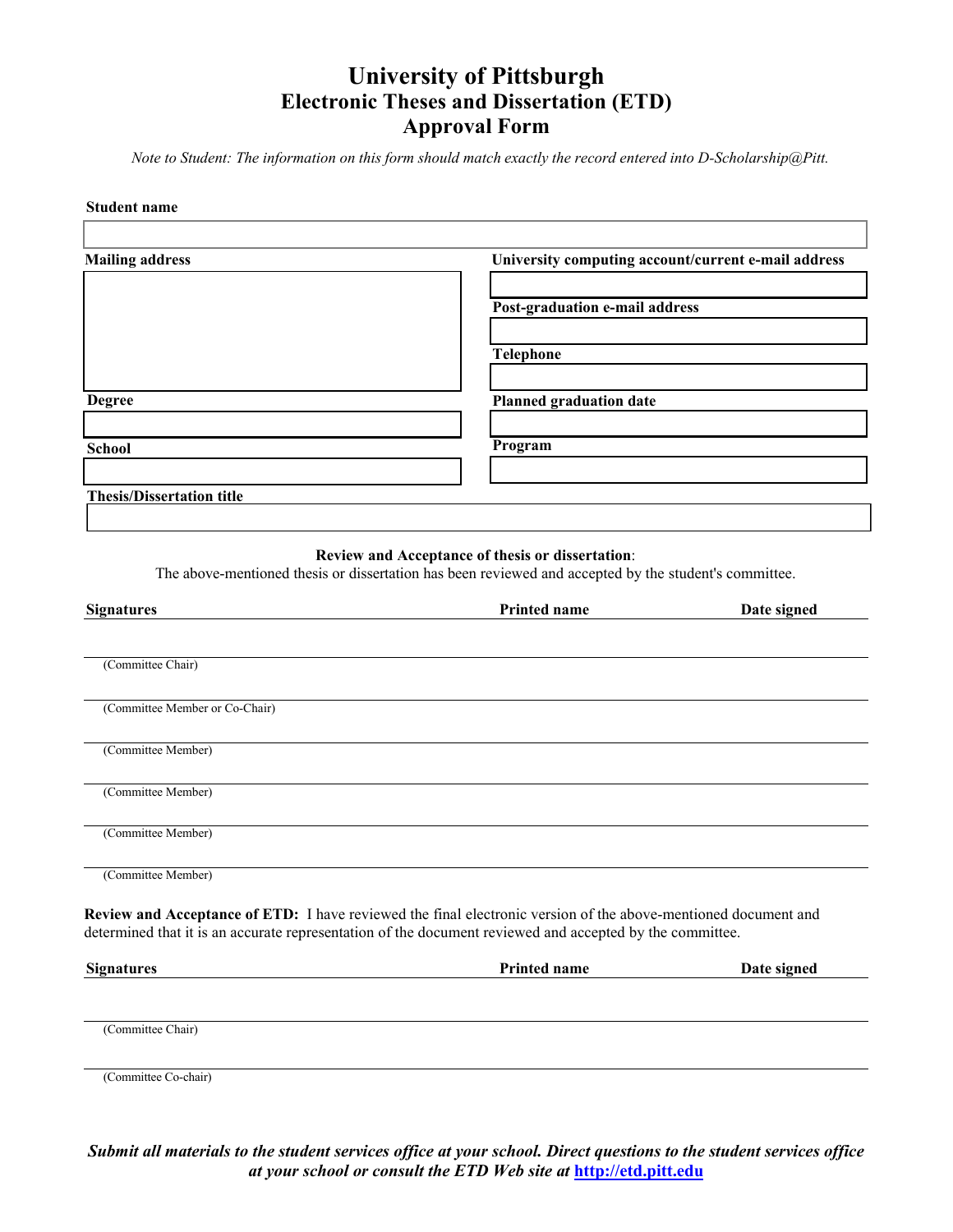# University of Pittsburgh
## Electronic Theses and Dissertation (ETD)
## Approval Form

*Note to Student: The information on this form should match exactly the record entered into D-Scholarship@Pitt.*

**Student name**

**Mailing address**

**University computing account/current e-mail address**

**Post-graduation e-mail address**

**Telephone**

**Degree**

**Planned graduation date**

**School**

**Program**

**Thesis/Dissertation title**

**Review and Acceptance of thesis or dissertation**:
The above-mentioned thesis or dissertation has been reviewed and accepted by the student's committee.

| Signatures | Printed name | Date signed |
|---|---|---|
| (Committee Chair) | | |
| (Committee Member or Co-Chair) | | |
| (Committee Member) | | |
| (Committee Member) | | |
| (Committee Member) | | |
| (Committee Member) | | |

**Review and Acceptance of ETD:** I have reviewed the final electronic version of the above-mentioned document and determined that it is an accurate representation of the document reviewed and accepted by the committee.

| Signatures | Printed name | Date signed |
|---|---|---|
| (Committee Chair) | | |
| (Committee Co-chair) | | |

***Submit all materials to the student services office at your school. Direct questions to the student services office at your school or consult the ETD Web site at [http://etd.pitt.edu](http://etd.pitt.edu)***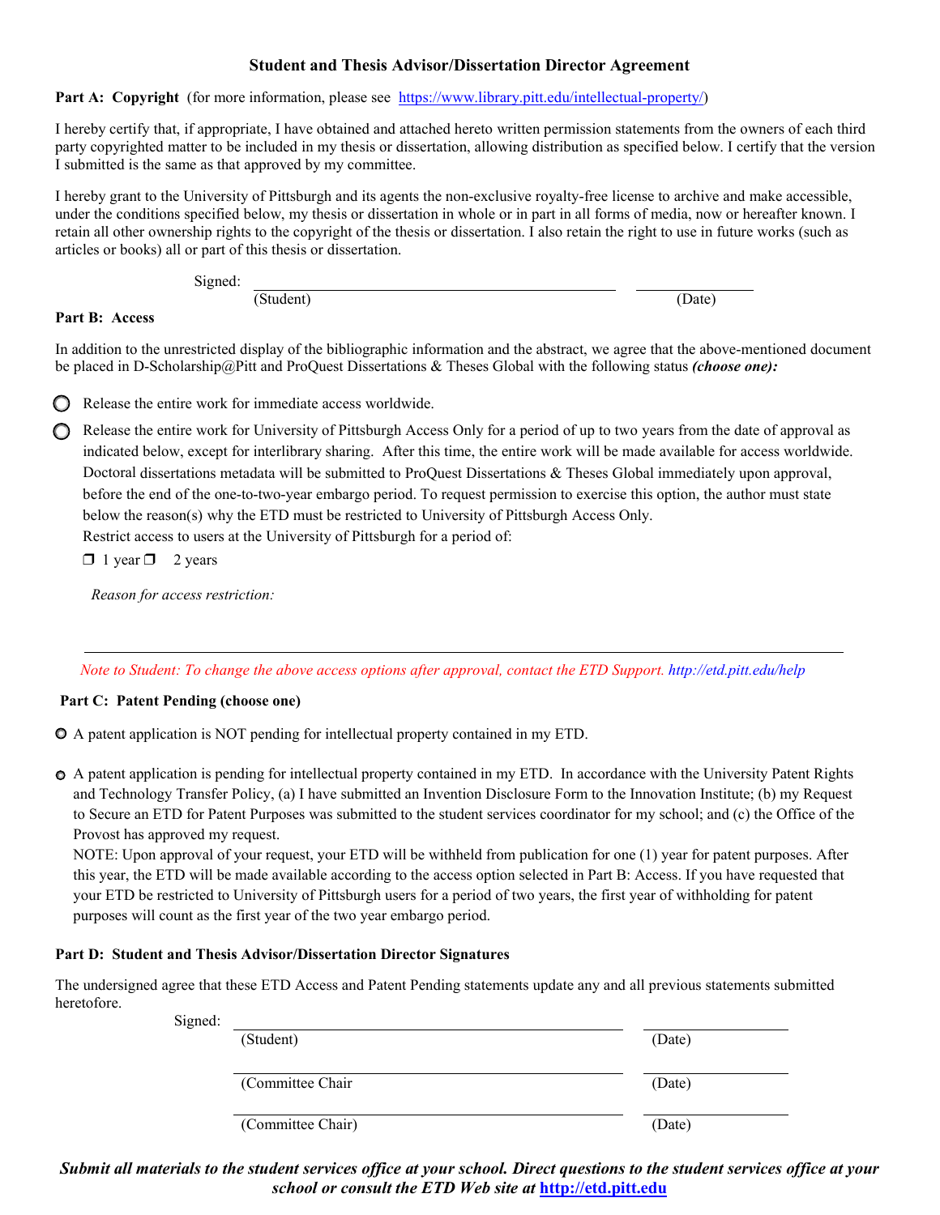### Student and Thesis Advisor/Dissertation Director Agreement

**Part A: Copyright** (for more information, please see https://www.library.pitt.edu/intellectual-property/)

I hereby certify that, if appropriate, I have obtained and attached hereto written permission statements from the owners of each third party copyrighted matter to be included in my thesis or dissertation, allowing distribution as specified below. I certify that the version I submitted is the same as that approved by my committee.

I hereby grant to the University of Pittsburgh and its agents the non-exclusive royalty-free license to archive and make accessible, under the conditions specified below, my thesis or dissertation in whole or in part in all forms of media, now or hereafter known. I retain all other ownership rights to the copyright of the thesis or dissertation. I also retain the right to use in future works (such as articles or books) all or part of this thesis or dissertation.

Signed: ______________________________ (Student) ____________ (Date)

**Part B: Access**

In addition to the unrestricted display of the bibliographic information and the abstract, we agree that the above-mentioned document be placed in D-Scholarship@Pitt and ProQuest Dissertations & Theses Global with the following status ***(choose one):***

- ○ Release the entire work for immediate access worldwide.
- ○ Release the entire work for University of Pittsburgh Access Only for a period of up to two years from the date of approval as indicated below, except for interlibrary sharing. After this time, the entire work will be made available for access worldwide. Doctoral dissertations metadata will be submitted to ProQuest Dissertations & Theses Global immediately upon approval, before the end of the one-to-two-year embargo period. To request permission to exercise this option, the author must state below the reason(s) why the ETD must be restricted to University of Pittsburgh Access Only.
  Restrict access to users at the University of Pittsburgh for a period of:
  ❐ 1 year ❐ 2 years

  *Reason for access restriction:*

_____________________________________________________________________________

*Note to Student: To change the above access options after approval, contact the ETD Support. http://etd.pitt.edu/help*

**Part C: Patent Pending (choose one)**

- ○ A patent application is NOT pending for intellectual property contained in my ETD.
- ○ A patent application is pending for intellectual property contained in my ETD. In accordance with the University Patent Rights and Technology Transfer Policy, (a) I have submitted an Invention Disclosure Form to the Innovation Institute; (b) my Request to Secure an ETD for Patent Purposes was submitted to the student services coordinator for my school; and (c) the Office of the Provost has approved my request.
  NOTE: Upon approval of your request, your ETD will be withheld from publication for one (1) year for patent purposes. After this year, the ETD will be made available according to the access option selected in Part B: Access. If you have requested that your ETD be restricted to University of Pittsburgh users for a period of two years, the first year of withholding for patent purposes will count as the first year of the two year embargo period.

**Part D: Student and Thesis Advisor/Dissertation Director Signatures**

The undersigned agree that these ETD Access and Patent Pending statements update any and all previous statements submitted heretofore.

Signed: ______________________________ (Student) ____________ (Date)

______________________________ (Committee Chair ____________ (Date)

______________________________ (Committee Chair) ____________ (Date)

***Submit all materials to the student services office at your school. Direct questions to the student services office at your school or consult the ETD Web site at http://etd.pitt.edu***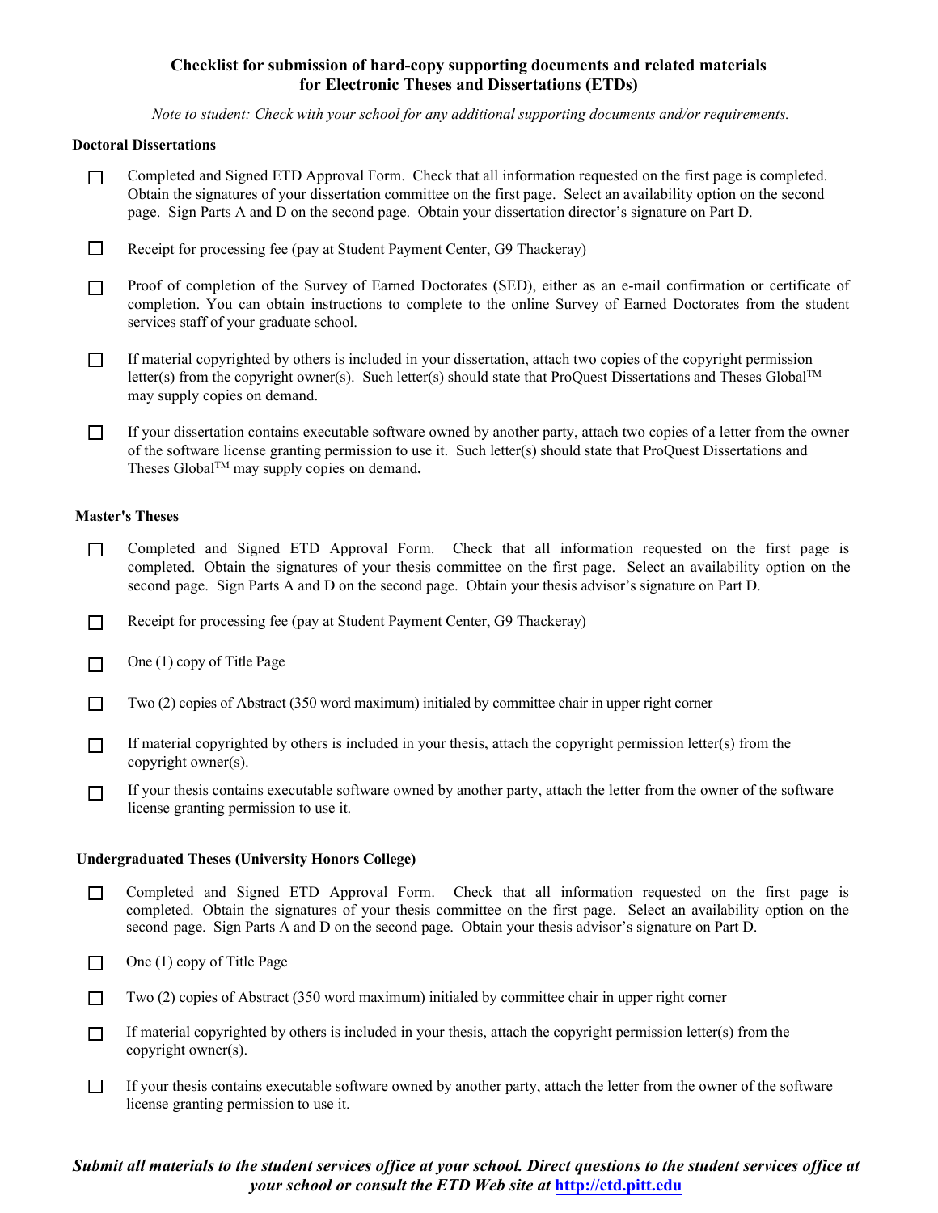## Checklist for submission of hard-copy supporting documents and related materials for Electronic Theses and Dissertations (ETDs)

*Note to student: Check with your school for any additional supporting documents and/or requirements.*

### Doctoral Dissertations

- ☐ Completed and Signed ETD Approval Form. Check that all information requested on the first page is completed. Obtain the signatures of your dissertation committee on the first page. Select an availability option on the second page. Sign Parts A and D on the second page. Obtain your dissertation director's signature on Part D.
- ☐ Receipt for processing fee (pay at Student Payment Center, G9 Thackeray)
- ☐ Proof of completion of the Survey of Earned Doctorates (SED), either as an e-mail confirmation or certificate of completion. You can obtain instructions to complete to the online Survey of Earned Doctorates from the student services staff of your graduate school.
- ☐ If material copyrighted by others is included in your dissertation, attach two copies of the copyright permission letter(s) from the copyright owner(s). Such letter(s) should state that ProQuest Dissertations and Theses Global™ may supply copies on demand.
- ☐ If your dissertation contains executable software owned by another party, attach two copies of a letter from the owner of the software license granting permission to use it. Such letter(s) should state that ProQuest Dissertations and Theses Global™ may supply copies on demand**.**

### Master's Theses

- ☐ Completed and Signed ETD Approval Form. Check that all information requested on the first page is completed. Obtain the signatures of your thesis committee on the first page. Select an availability option on the second page. Sign Parts A and D on the second page. Obtain your thesis advisor's signature on Part D.
- ☐ Receipt for processing fee (pay at Student Payment Center, G9 Thackeray)
- ☐ One (1) copy of Title Page
- ☐ Two (2) copies of Abstract (350 word maximum) initialed by committee chair in upper right corner
- ☐ If material copyrighted by others is included in your thesis, attach the copyright permission letter(s) from the copyright owner(s).
- ☐ If your thesis contains executable software owned by another party, attach the letter from the owner of the software license granting permission to use it.

### Undergraduated Theses (University Honors College)

- ☐ Completed and Signed ETD Approval Form. Check that all information requested on the first page is completed. Obtain the signatures of your thesis committee on the first page. Select an availability option on the second page. Sign Parts A and D on the second page. Obtain your thesis advisor's signature on Part D.
- ☐ One (1) copy of Title Page
- ☐ Two (2) copies of Abstract (350 word maximum) initialed by committee chair in upper right corner
- ☐ If material copyrighted by others is included in your thesis, attach the copyright permission letter(s) from the copyright owner(s).
- ☐ If your thesis contains executable software owned by another party, attach the letter from the owner of the software license granting permission to use it.

***Submit all materials to the student services office at your school. Direct questions to the student services office at your school or consult the ETD Web site at [http://etd.pitt.edu](http://etd.pitt.edu)***